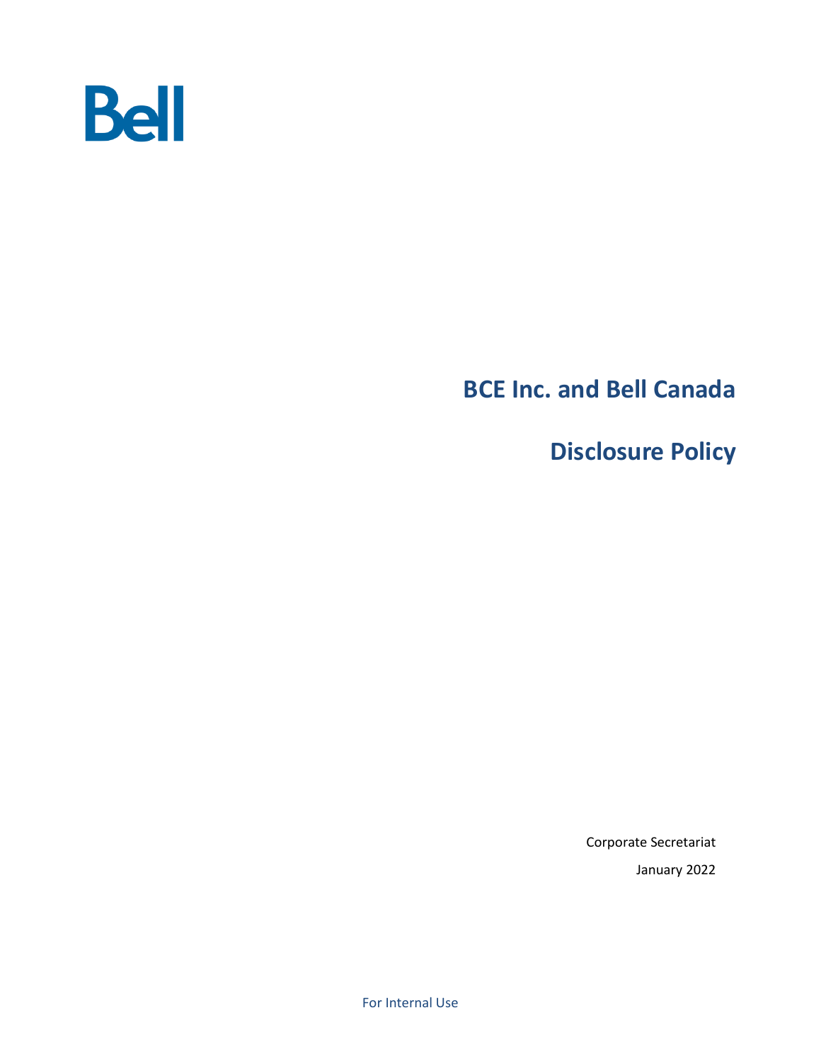Bell

# BCE Inc. and Bell Canada

# Disclosure Policy

Corporate Secretariat

January 2022

For Internal Use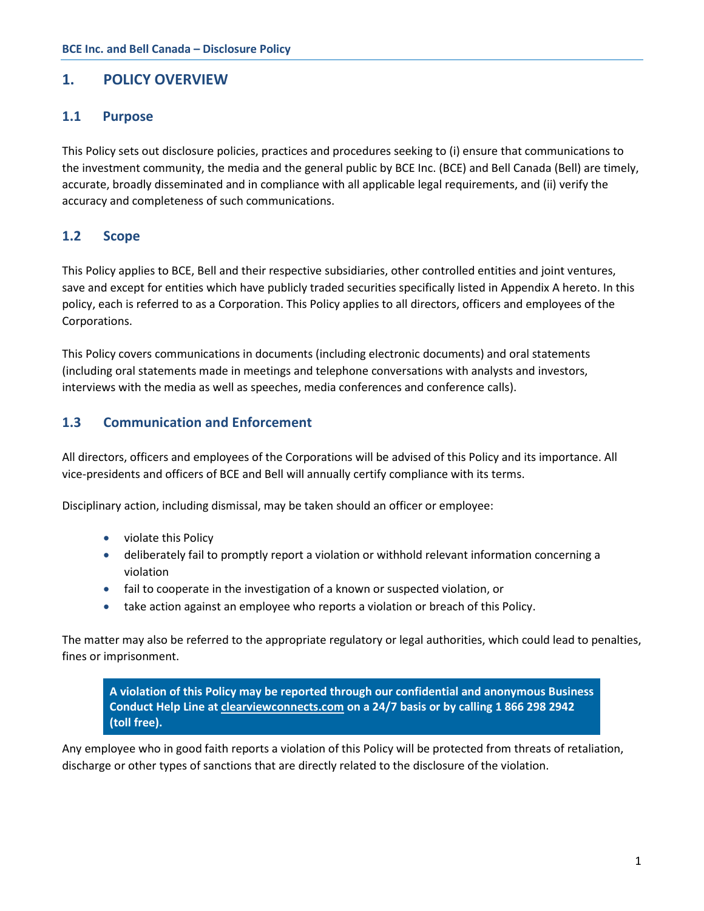## 1. POLICY OVERVIEW

### 1.1 Purpose

This Policy sets out disclosure policies, practices and procedures seeking to (i) ensure that communications to the investment community, the media and the general public by BCE Inc. (BCE) and Bell Canada (Bell) are timely, accurate, broadly disseminated and in compliance with all applicable legal requirements, and (ii) verify the accuracy and completeness of such communications.

### 1.2 Scope

This Policy applies to BCE, Bell and their respective subsidiaries, other controlled entities and joint ventures, save and except for entities which have publicly traded securities specifically listed in Appendix A hereto. In this policy, each is referred to as a Corporation. This Policy applies to all directors, officers and employees of the Corporations.

This Policy covers communications in documents (including electronic documents) and oral statements (including oral statements made in meetings and telephone conversations with analysts and investors, interviews with the media as well as speeches, media conferences and conference calls).

### 1.3 Communication and Enforcement

All directors, officers and employees of the Corporations will be advised of this Policy and its importance. All vice-presidents and officers of BCE and Bell will annually certify compliance with its terms.

Disciplinary action, including dismissal, may be taken should an officer or employee:

- violate this Policy
- deliberately fail to promptly report a violation or withhold relevant information concerning a violation
- fail to cooperate in the investigation of a known or suspected violation, or
- take action against an employee who reports a violation or breach of this Policy.

The matter may also be referred to the appropriate regulatory or legal authorities, which could lead to penalties, fines or imprisonment.

**A violation of this Policy may be reported through our confidential and anonymous Business Conduct Help Line at clearviewconnects.com on a 24/7 basis or by calling 1 866 298 2942 (toll free).**

Any employee who in good faith reports a violation of this Policy will be protected from threats of retaliation, discharge or other types of sanctions that are directly related to the disclosure of the violation.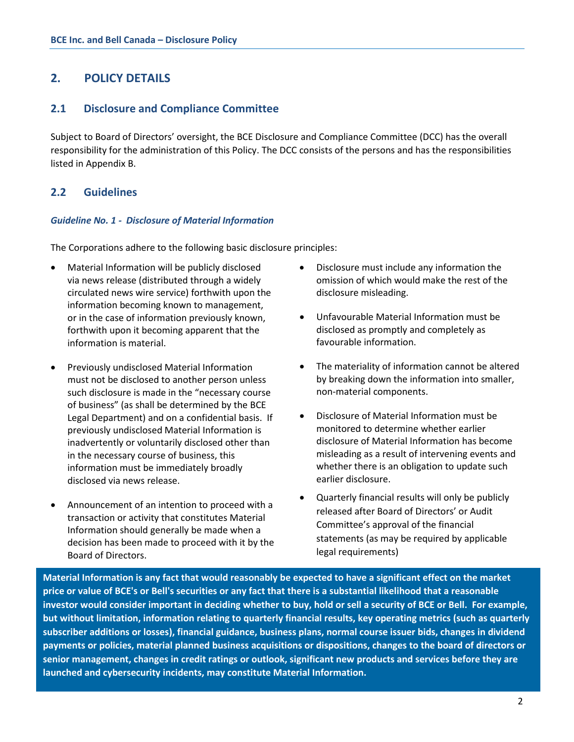## 2. POLICY DETAILS

### 2.1 Disclosure and Compliance Committee

Subject to Board of Directors' oversight, the BCE Disclosure and Compliance Committee (DCC) has the overall responsibility for the administration of this Policy. The DCC consists of the persons and has the responsibilities listed in Appendix B.

### 2.2 Guidelines

***Guideline No. 1 - Disclosure of Material Information***

The Corporations adhere to the following basic disclosure principles:

- Material Information will be publicly disclosed via news release (distributed through a widely circulated news wire service) forthwith upon the information becoming known to management, or in the case of information previously known, forthwith upon it becoming apparent that the information is material.
- Previously undisclosed Material Information must not be disclosed to another person unless such disclosure is made in the "necessary course of business" (as shall be determined by the BCE Legal Department) and on a confidential basis. If previously undisclosed Material Information is inadvertently or voluntarily disclosed other than in the necessary course of business, this information must be immediately broadly disclosed via news release.
- Announcement of an intention to proceed with a transaction or activity that constitutes Material Information should generally be made when a decision has been made to proceed with it by the Board of Directors.
- Disclosure must include any information the omission of which would make the rest of the disclosure misleading.
- Unfavourable Material Information must be disclosed as promptly and completely as favourable information.
- The materiality of information cannot be altered by breaking down the information into smaller, non-material components.
- Disclosure of Material Information must be monitored to determine whether earlier disclosure of Material Information has become misleading as a result of intervening events and whether there is an obligation to update such earlier disclosure.
- Quarterly financial results will only be publicly released after Board of Directors' or Audit Committee's approval of the financial statements (as may be required by applicable legal requirements)

**Material Information is any fact that would reasonably be expected to have a significant effect on the market price or value of BCE's or Bell's securities or any fact that there is a substantial likelihood that a reasonable investor would consider important in deciding whether to buy, hold or sell a security of BCE or Bell. For example, but without limitation, information relating to quarterly financial results, key operating metrics (such as quarterly subscriber additions or losses), financial guidance, business plans, normal course issuer bids, changes in dividend payments or policies, material planned business acquisitions or dispositions, changes to the board of directors or senior management, changes in credit ratings or outlook, significant new products and services before they are launched and cybersecurity incidents, may constitute Material Information.**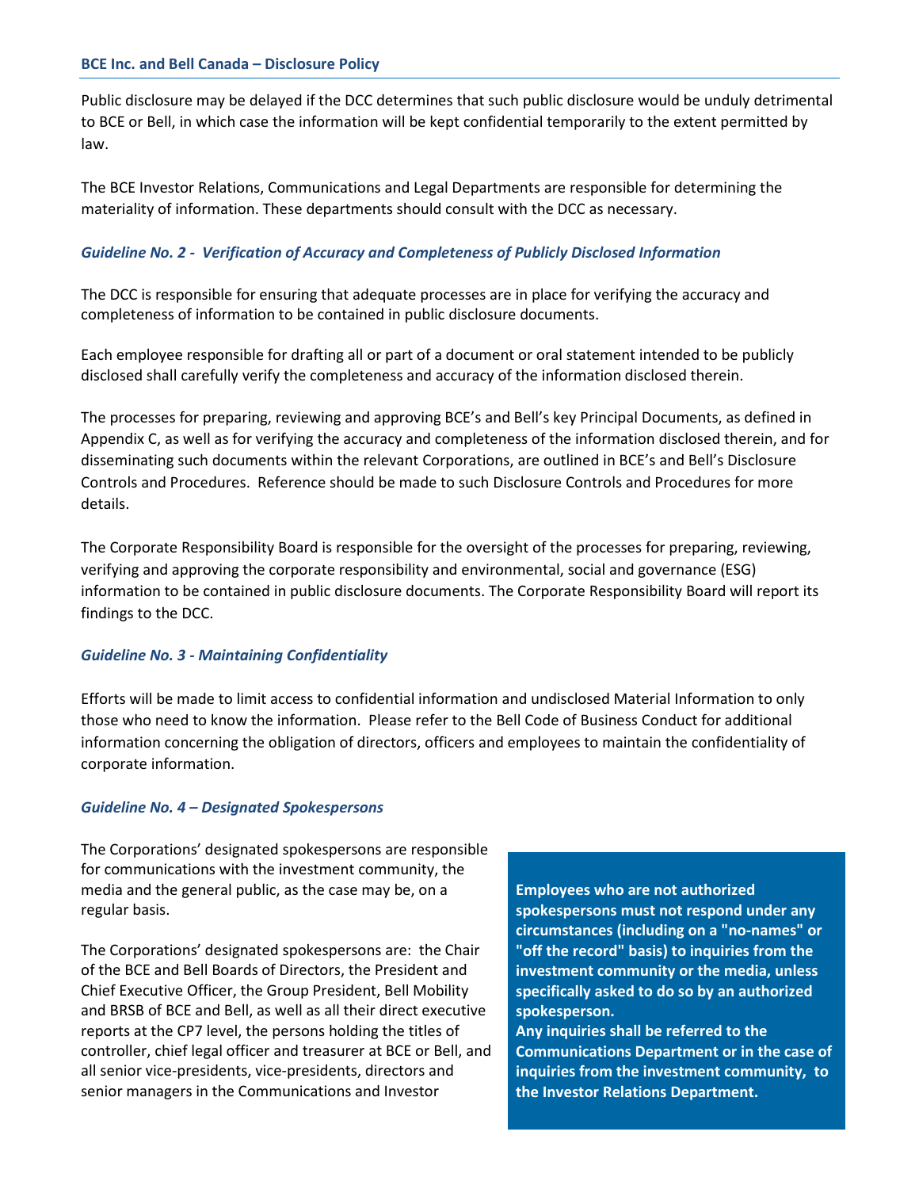Public disclosure may be delayed if the DCC determines that such public disclosure would be unduly detrimental to BCE or Bell, in which case the information will be kept confidential temporarily to the extent permitted by law.

The BCE Investor Relations, Communications and Legal Departments are responsible for determining the materiality of information. These departments should consult with the DCC as necessary.

### *Guideline No. 2 - Verification of Accuracy and Completeness of Publicly Disclosed Information*

The DCC is responsible for ensuring that adequate processes are in place for verifying the accuracy and completeness of information to be contained in public disclosure documents.

Each employee responsible for drafting all or part of a document or oral statement intended to be publicly disclosed shall carefully verify the completeness and accuracy of the information disclosed therein.

The processes for preparing, reviewing and approving BCE's and Bell's key Principal Documents, as defined in Appendix C, as well as for verifying the accuracy and completeness of the information disclosed therein, and for disseminating such documents within the relevant Corporations, are outlined in BCE's and Bell's Disclosure Controls and Procedures. Reference should be made to such Disclosure Controls and Procedures for more details.

The Corporate Responsibility Board is responsible for the oversight of the processes for preparing, reviewing, verifying and approving the corporate responsibility and environmental, social and governance (ESG) information to be contained in public disclosure documents. The Corporate Responsibility Board will report its findings to the DCC.

### *Guideline No. 3 - Maintaining Confidentiality*

Efforts will be made to limit access to confidential information and undisclosed Material Information to only those who need to know the information. Please refer to the Bell Code of Business Conduct for additional information concerning the obligation of directors, officers and employees to maintain the confidentiality of corporate information.

### *Guideline No. 4 – Designated Spokespersons*

The Corporations' designated spokespersons are responsible for communications with the investment community, the media and the general public, as the case may be, on a regular basis.

The Corporations' designated spokespersons are: the Chair of the BCE and Bell Boards of Directors, the President and Chief Executive Officer, the Group President, Bell Mobility and BRSB of BCE and Bell, as well as all their direct executive reports at the CP7 level, the persons holding the titles of controller, chief legal officer and treasurer at BCE or Bell, and all senior vice-presidents, vice-presidents, directors and senior managers in the Communications and Investor

**Employees who are not authorized spokespersons must not respond under any circumstances (including on a "no-names" or "off the record" basis) to inquiries from the investment community or the media, unless specifically asked to do so by an authorized spokesperson.**
**Any inquiries shall be referred to the Communications Department or in the case of inquiries from the investment community, to the Investor Relations Department.**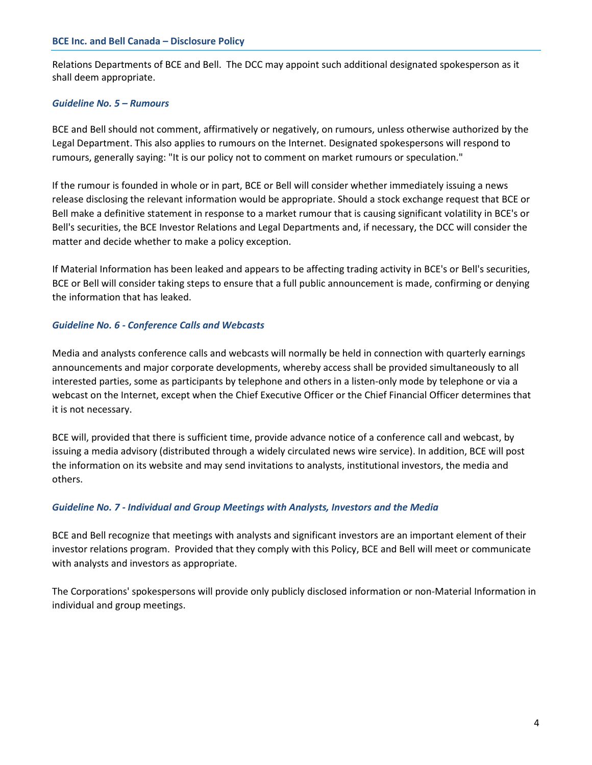Relations Departments of BCE and Bell. The DCC may appoint such additional designated spokesperson as it shall deem appropriate.

### *Guideline No. 5 – Rumours*

BCE and Bell should not comment, affirmatively or negatively, on rumours, unless otherwise authorized by the Legal Department. This also applies to rumours on the Internet. Designated spokespersons will respond to rumours, generally saying: "It is our policy not to comment on market rumours or speculation."

If the rumour is founded in whole or in part, BCE or Bell will consider whether immediately issuing a news release disclosing the relevant information would be appropriate. Should a stock exchange request that BCE or Bell make a definitive statement in response to a market rumour that is causing significant volatility in BCE's or Bell's securities, the BCE Investor Relations and Legal Departments and, if necessary, the DCC will consider the matter and decide whether to make a policy exception.

If Material Information has been leaked and appears to be affecting trading activity in BCE's or Bell's securities, BCE or Bell will consider taking steps to ensure that a full public announcement is made, confirming or denying the information that has leaked.

### *Guideline No. 6 - Conference Calls and Webcasts*

Media and analysts conference calls and webcasts will normally be held in connection with quarterly earnings announcements and major corporate developments, whereby access shall be provided simultaneously to all interested parties, some as participants by telephone and others in a listen-only mode by telephone or via a webcast on the Internet, except when the Chief Executive Officer or the Chief Financial Officer determines that it is not necessary.

BCE will, provided that there is sufficient time, provide advance notice of a conference call and webcast, by issuing a media advisory (distributed through a widely circulated news wire service). In addition, BCE will post the information on its website and may send invitations to analysts, institutional investors, the media and others.

### *Guideline No. 7 - Individual and Group Meetings with Analysts, Investors and the Media*

BCE and Bell recognize that meetings with analysts and significant investors are an important element of their investor relations program. Provided that they comply with this Policy, BCE and Bell will meet or communicate with analysts and investors as appropriate.

The Corporations' spokespersons will provide only publicly disclosed information or non-Material Information in individual and group meetings.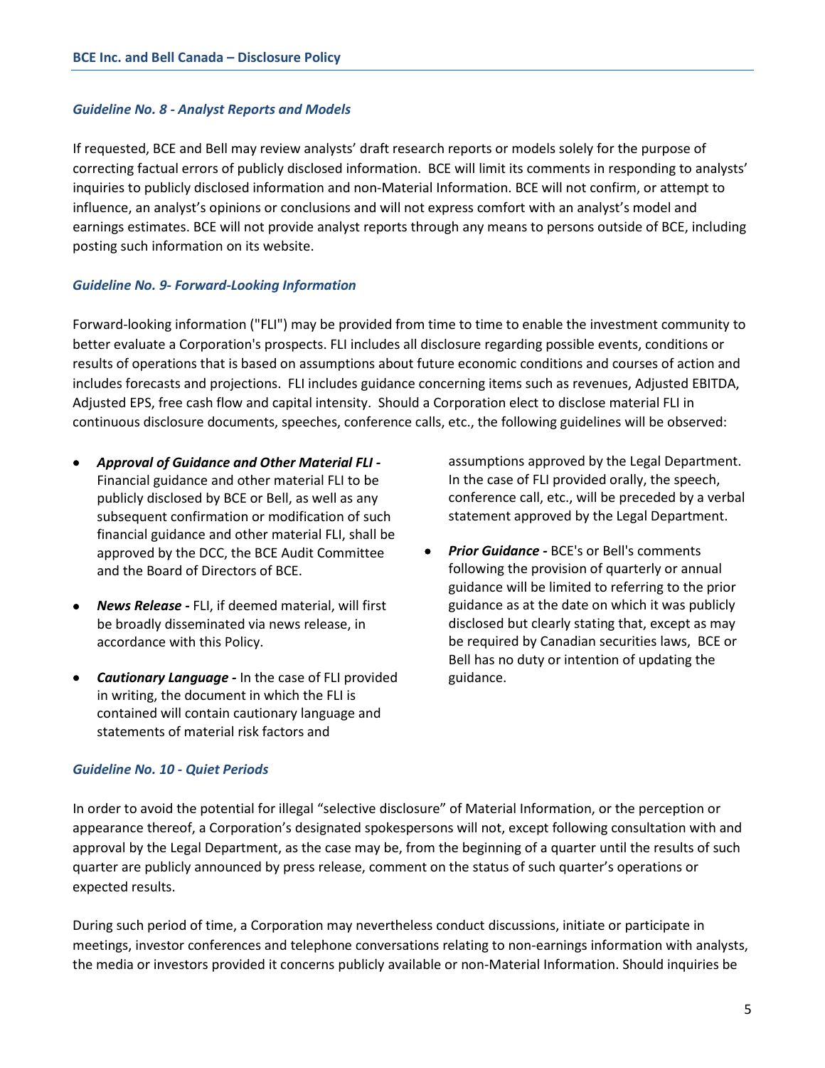### *Guideline No. 8 - Analyst Reports and Models*

If requested, BCE and Bell may review analysts' draft research reports or models solely for the purpose of correcting factual errors of publicly disclosed information. BCE will limit its comments in responding to analysts' inquiries to publicly disclosed information and non-Material Information. BCE will not confirm, or attempt to influence, an analyst's opinions or conclusions and will not express comfort with an analyst's model and earnings estimates. BCE will not provide analyst reports through any means to persons outside of BCE, including posting such information on its website.

### *Guideline No. 9- Forward-Looking Information*

Forward-looking information ("FLI") may be provided from time to time to enable the investment community to better evaluate a Corporation's prospects. FLI includes all disclosure regarding possible events, conditions or results of operations that is based on assumptions about future economic conditions and courses of action and includes forecasts and projections. FLI includes guidance concerning items such as revenues, Adjusted EBITDA, Adjusted EPS, free cash flow and capital intensity. Should a Corporation elect to disclose material FLI in continuous disclosure documents, speeches, conference calls, etc., the following guidelines will be observed:

- ***Approval of Guidance and Other Material FLI -*** Financial guidance and other material FLI to be publicly disclosed by BCE or Bell, as well as any subsequent confirmation or modification of such financial guidance and other material FLI, shall be approved by the DCC, the BCE Audit Committee and the Board of Directors of BCE.
- ***News Release -*** FLI, if deemed material, will first be broadly disseminated via news release, in accordance with this Policy.
- ***Cautionary Language -*** In the case of FLI provided in writing, the document in which the FLI is contained will contain cautionary language and statements of material risk factors and assumptions approved by the Legal Department. In the case of FLI provided orally, the speech, conference call, etc., will be preceded by a verbal statement approved by the Legal Department.
- ***Prior Guidance -*** BCE's or Bell's comments following the provision of quarterly or annual guidance will be limited to referring to the prior guidance as at the date on which it was publicly disclosed but clearly stating that, except as may be required by Canadian securities laws, BCE or Bell has no duty or intention of updating the guidance.

### *Guideline No. 10 - Quiet Periods*

In order to avoid the potential for illegal "selective disclosure" of Material Information, or the perception or appearance thereof, a Corporation's designated spokespersons will not, except following consultation with and approval by the Legal Department, as the case may be, from the beginning of a quarter until the results of such quarter are publicly announced by press release, comment on the status of such quarter's operations or expected results.

During such period of time, a Corporation may nevertheless conduct discussions, initiate or participate in meetings, investor conferences and telephone conversations relating to non-earnings information with analysts, the media or investors provided it concerns publicly available or non-Material Information. Should inquiries be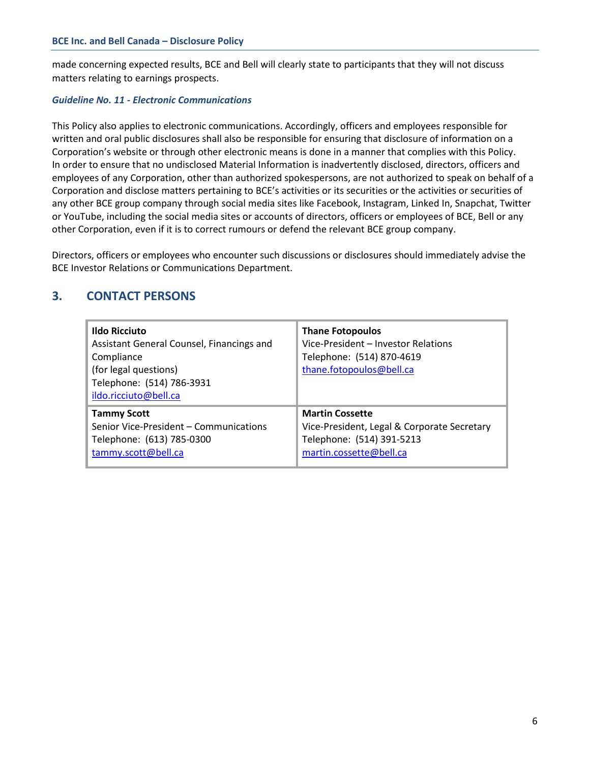made concerning expected results, BCE and Bell will clearly state to participants that they will not discuss matters relating to earnings prospects.

***Guideline No. 11 - Electronic Communications***

This Policy also applies to electronic communications. Accordingly, officers and employees responsible for written and oral public disclosures shall also be responsible for ensuring that disclosure of information on a Corporation's website or through other electronic means is done in a manner that complies with this Policy. In order to ensure that no undisclosed Material Information is inadvertently disclosed, directors, officers and employees of any Corporation, other than authorized spokespersons, are not authorized to speak on behalf of a Corporation and disclose matters pertaining to BCE's activities or its securities or the activities or securities of any other BCE group company through social media sites like Facebook, Instagram, Linked In, Snapchat, Twitter or YouTube, including the social media sites or accounts of directors, officers or employees of BCE, Bell or any other Corporation, even if it is to correct rumours or defend the relevant BCE group company.

Directors, officers or employees who encounter such discussions or disclosures should immediately advise the BCE Investor Relations or Communications Department.

## 3. CONTACT PERSONS

| | |
|---|---|
| **Ildo Ricciuto**<br>Assistant General Counsel, Financings and Compliance<br>(for legal questions)<br>Telephone: (514) 786-3931<br>ildo.ricciuto@bell.ca | **Thane Fotopoulos**<br>Vice-President – Investor Relations<br>Telephone: (514) 870-4619<br>thane.fotopoulos@bell.ca |
| **Tammy Scott**<br>Senior Vice-President – Communications<br>Telephone: (613) 785-0300<br>tammy.scott@bell.ca | **Martin Cossette**<br>Vice-President, Legal & Corporate Secretary<br>Telephone: (514) 391-5213<br>martin.cossette@bell.ca |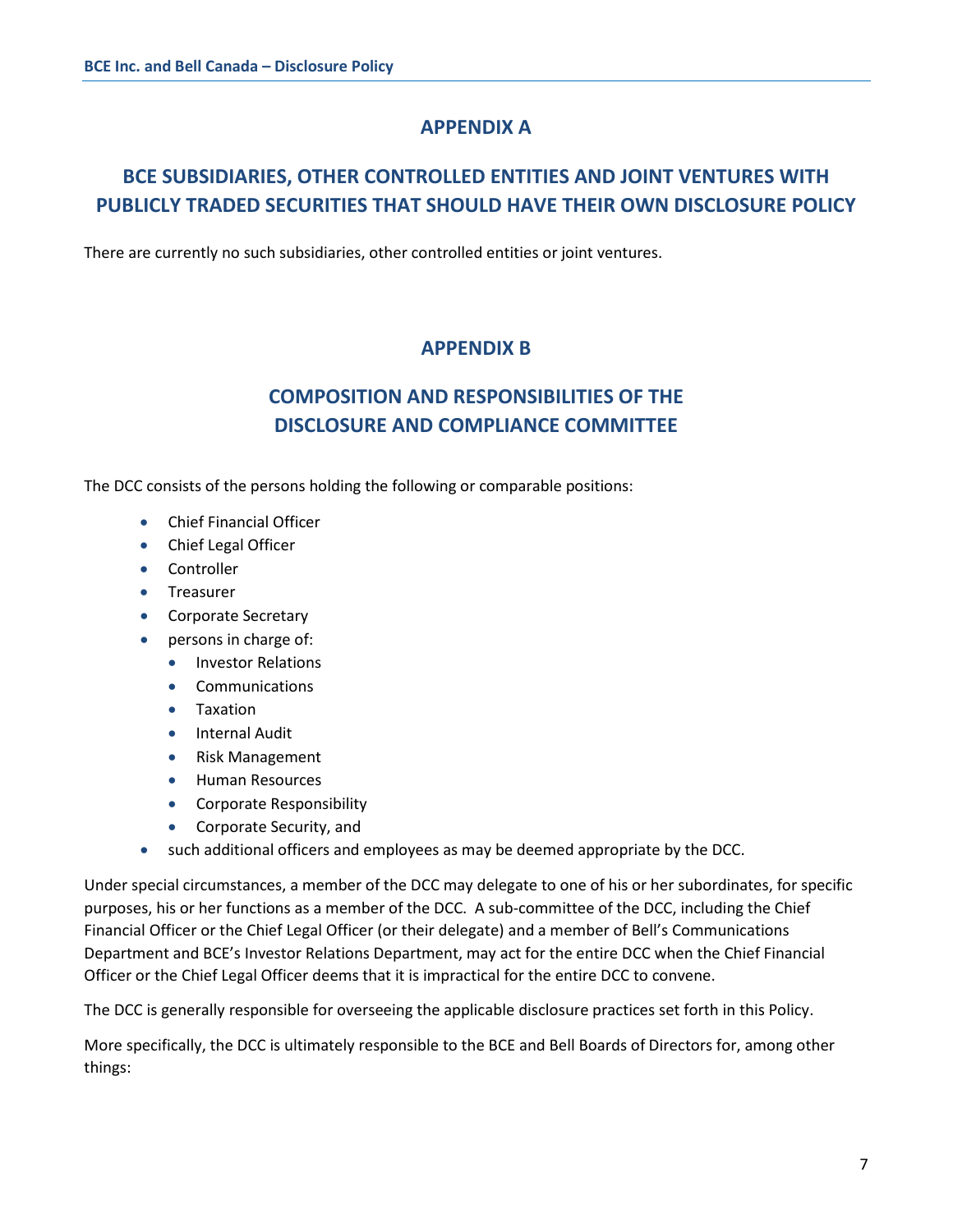## APPENDIX A

## BCE SUBSIDIARIES, OTHER CONTROLLED ENTITIES AND JOINT VENTURES WITH PUBLICLY TRADED SECURITIES THAT SHOULD HAVE THEIR OWN DISCLOSURE POLICY

There are currently no such subsidiaries, other controlled entities or joint ventures.

## APPENDIX B

## COMPOSITION AND RESPONSIBILITIES OF THE DISCLOSURE AND COMPLIANCE COMMITTEE

The DCC consists of the persons holding the following or comparable positions:

- Chief Financial Officer
- Chief Legal Officer
- Controller
- Treasurer
- Corporate Secretary
- persons in charge of:
  - Investor Relations
  - Communications
  - Taxation
  - Internal Audit
  - Risk Management
  - Human Resources
  - Corporate Responsibility
  - Corporate Security, and
- such additional officers and employees as may be deemed appropriate by the DCC.

Under special circumstances, a member of the DCC may delegate to one of his or her subordinates, for specific purposes, his or her functions as a member of the DCC. A sub-committee of the DCC, including the Chief Financial Officer or the Chief Legal Officer (or their delegate) and a member of Bell's Communications Department and BCE's Investor Relations Department, may act for the entire DCC when the Chief Financial Officer or the Chief Legal Officer deems that it is impractical for the entire DCC to convene.

The DCC is generally responsible for overseeing the applicable disclosure practices set forth in this Policy.

More specifically, the DCC is ultimately responsible to the BCE and Bell Boards of Directors for, among other things: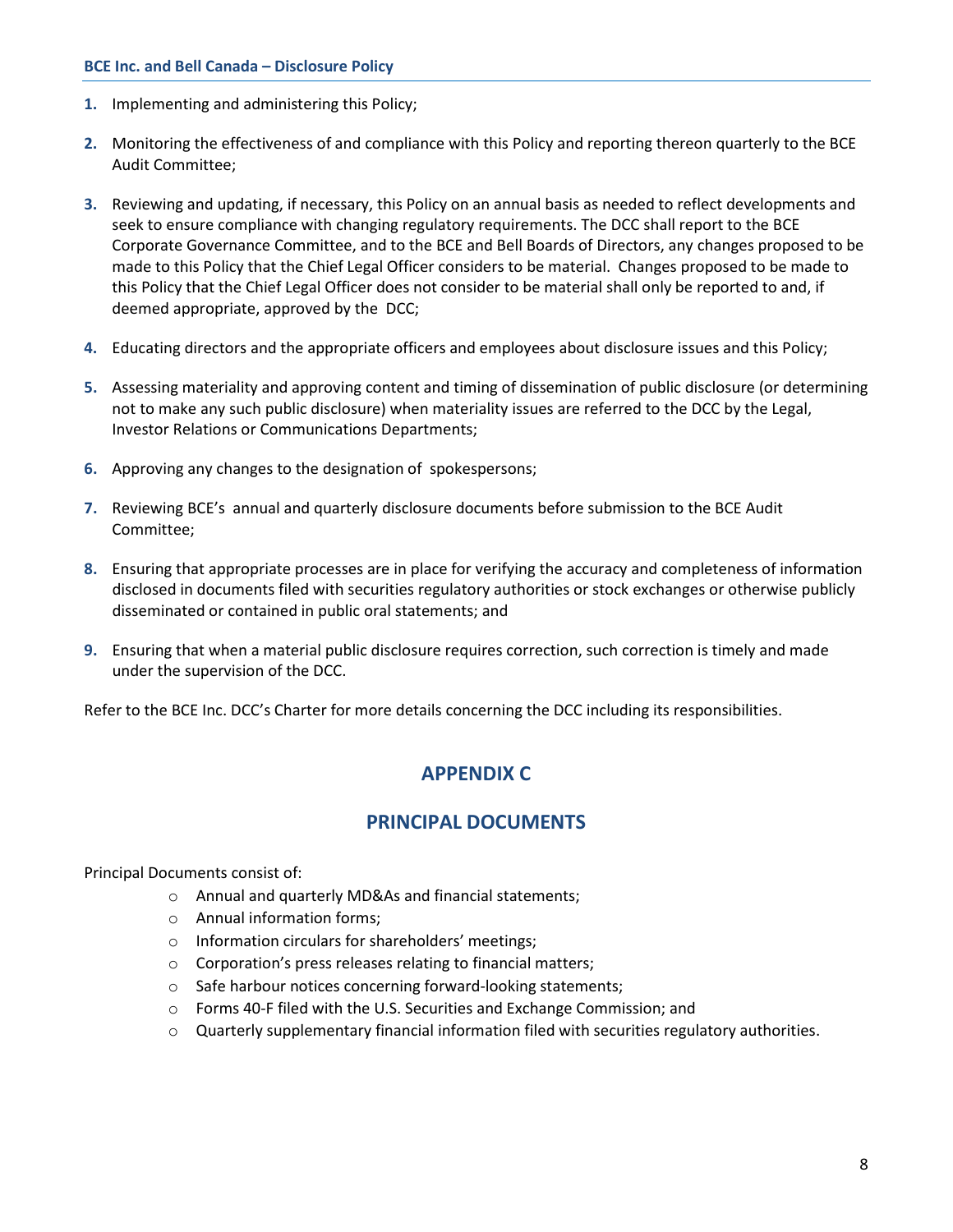1. Implementing and administering this Policy;

2. Monitoring the effectiveness of and compliance with this Policy and reporting thereon quarterly to the BCE Audit Committee;

3. Reviewing and updating, if necessary, this Policy on an annual basis as needed to reflect developments and seek to ensure compliance with changing regulatory requirements. The DCC shall report to the BCE Corporate Governance Committee, and to the BCE and Bell Boards of Directors, any changes proposed to be made to this Policy that the Chief Legal Officer considers to be material. Changes proposed to be made to this Policy that the Chief Legal Officer does not consider to be material shall only be reported to and, if deemed appropriate, approved by the DCC;

4. Educating directors and the appropriate officers and employees about disclosure issues and this Policy;

5. Assessing materiality and approving content and timing of dissemination of public disclosure (or determining not to make any such public disclosure) when materiality issues are referred to the DCC by the Legal, Investor Relations or Communications Departments;

6. Approving any changes to the designation of spokespersons;

7. Reviewing BCE's annual and quarterly disclosure documents before submission to the BCE Audit Committee;

8. Ensuring that appropriate processes are in place for verifying the accuracy and completeness of information disclosed in documents filed with securities regulatory authorities or stock exchanges or otherwise publicly disseminated or contained in public oral statements; and

9. Ensuring that when a material public disclosure requires correction, such correction is timely and made under the supervision of the DCC.

Refer to the BCE Inc. DCC's Charter for more details concerning the DCC including its responsibilities.

# APPENDIX C

# PRINCIPAL DOCUMENTS

Principal Documents consist of:

- Annual and quarterly MD&As and financial statements;
- Annual information forms;
- Information circulars for shareholders' meetings;
- Corporation's press releases relating to financial matters;
- Safe harbour notices concerning forward-looking statements;
- Forms 40-F filed with the U.S. Securities and Exchange Commission; and
- Quarterly supplementary financial information filed with securities regulatory authorities.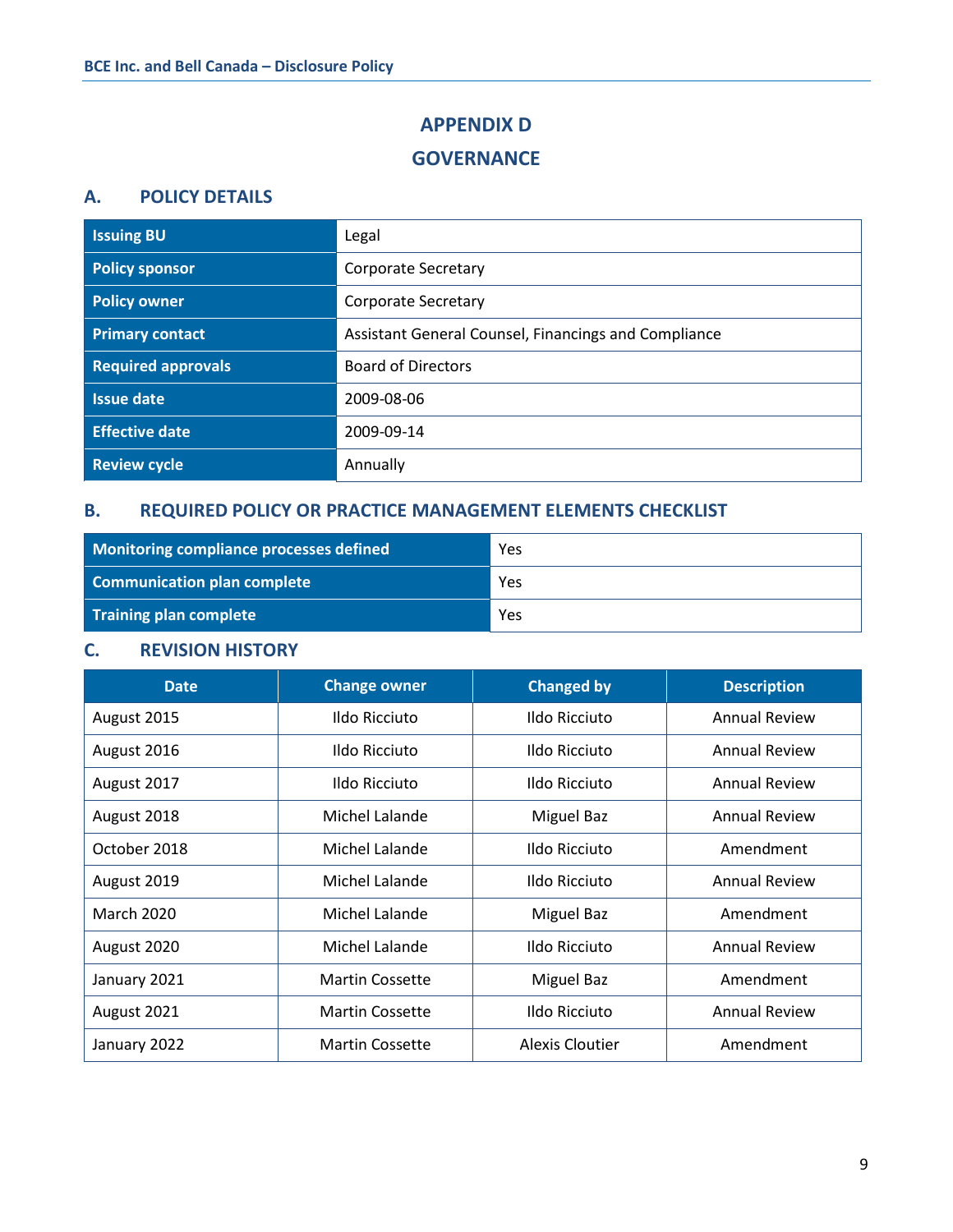# APPENDIX D

# GOVERNANCE

## A. POLICY DETAILS

| | |
|---|---|
| **Issuing BU** | Legal |
| **Policy sponsor** | Corporate Secretary |
| **Policy owner** | Corporate Secretary |
| **Primary contact** | Assistant General Counsel, Financings and Compliance |
| **Required approvals** | Board of Directors |
| **Issue date** | 2009-08-06 |
| **Effective date** | 2009-09-14 |
| **Review cycle** | Annually |

## B. REQUIRED POLICY OR PRACTICE MANAGEMENT ELEMENTS CHECKLIST

| | |
|---|---|
| **Monitoring compliance processes defined** | Yes |
| **Communication plan complete** | Yes |
| **Training plan complete** | Yes |

## C. REVISION HISTORY

| Date | Change owner | Changed by | Description |
|---|---|---|---|
| August 2015 | Ildo Ricciuto | Ildo Ricciuto | Annual Review |
| August 2016 | Ildo Ricciuto | Ildo Ricciuto | Annual Review |
| August 2017 | Ildo Ricciuto | Ildo Ricciuto | Annual Review |
| August 2018 | Michel Lalande | Miguel Baz | Annual Review |
| October 2018 | Michel Lalande | Ildo Ricciuto | Amendment |
| August 2019 | Michel Lalande | Ildo Ricciuto | Annual Review |
| March 2020 | Michel Lalande | Miguel Baz | Amendment |
| August 2020 | Michel Lalande | Ildo Ricciuto | Annual Review |
| January 2021 | Martin Cossette | Miguel Baz | Amendment |
| August 2021 | Martin Cossette | Ildo Ricciuto | Annual Review |
| January 2022 | Martin Cossette | Alexis Cloutier | Amendment |